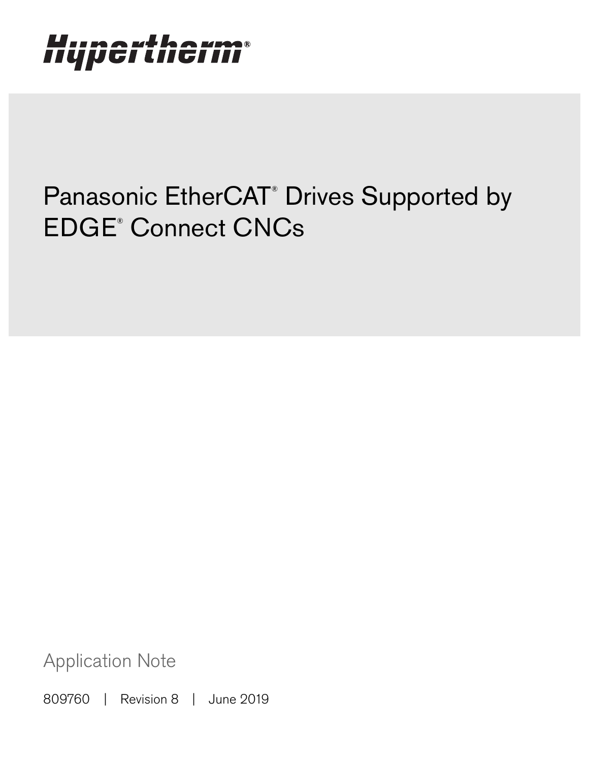Hypertherm®

# Panasonic EtherCAT® Drives Supported by EDGE® Connect CNCs

Application Note

809760 | Revision 8 | June 2019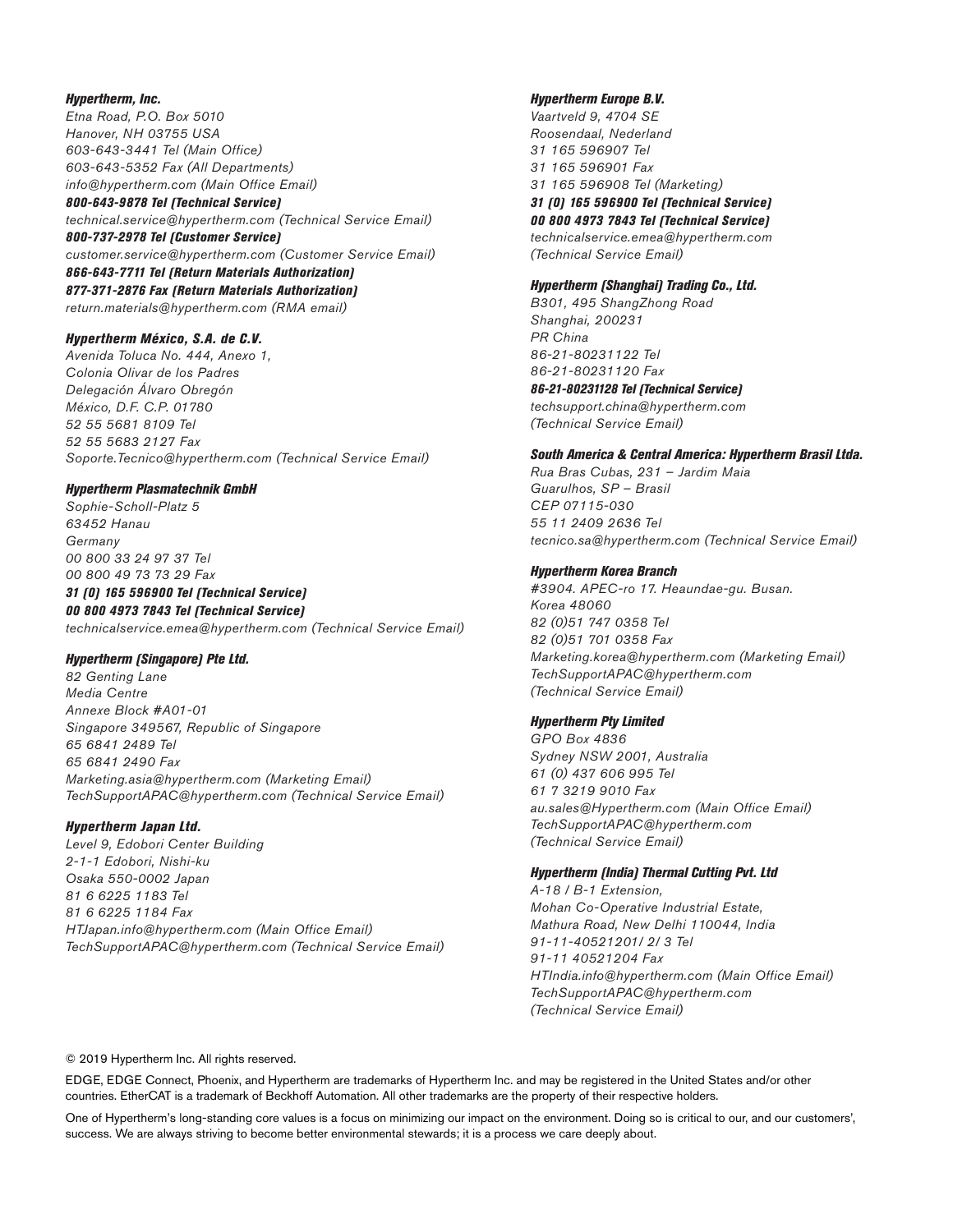**_Hypertherm, Inc._**
*Etna Road, P.O. Box 5010*
*Hanover, NH 03755 USA*
*603-643-3441 Tel (Main Office)*
*603-643-5352 Fax (All Departments)*
*info@hypertherm.com (Main Office Email)*
**_800-643-9878 Tel (Technical Service)_**
*technical.service@hypertherm.com (Technical Service Email)*
**_800-737-2978 Tel (Customer Service)_**
*customer.service@hypertherm.com (Customer Service Email)*
**_866-643-7711 Tel (Return Materials Authorization)_**
**_877-371-2876 Fax (Return Materials Authorization)_**
*return.materials@hypertherm.com (RMA email)*

**_Hypertherm México, S.A. de C.V._**
*Avenida Toluca No. 444, Anexo 1,*
*Colonia Olivar de los Padres*
*Delegación Álvaro Obregón*
*México, D.F. C.P. 01780*
*52 55 5681 8109 Tel*
*52 55 5683 2127 Fax*
*Soporte.Tecnico@hypertherm.com (Technical Service Email)*

**_Hypertherm Plasmatechnik GmbH_**
*Sophie-Scholl-Platz 5*
*63452 Hanau*
*Germany*
*00 800 33 24 97 37 Tel*
*00 800 49 73 73 29 Fax*
**_31 (0) 165 596900 Tel (Technical Service)_**
**_00 800 4973 7843 Tel (Technical Service)_**
*technicalservice.emea@hypertherm.com (Technical Service Email)*

**_Hypertherm (Singapore) Pte Ltd._**
*82 Genting Lane*
*Media Centre*
*Annexe Block #A01-01*
*Singapore 349567, Republic of Singapore*
*65 6841 2489 Tel*
*65 6841 2490 Fax*
*Marketing.asia@hypertherm.com (Marketing Email)*
*TechSupportAPAC@hypertherm.com (Technical Service Email)*

**_Hypertherm Japan Ltd._**
*Level 9, Edobori Center Building*
*2-1-1 Edobori, Nishi-ku*
*Osaka 550-0002 Japan*
*81 6 6225 1183 Tel*
*81 6 6225 1184 Fax*
*HTJapan.info@hypertherm.com (Main Office Email)*
*TechSupportAPAC@hypertherm.com (Technical Service Email)*

**_Hypertherm Europe B.V._**
*Vaartveld 9, 4704 SE*
*Roosendaal, Nederland*
*31 165 596907 Tel*
*31 165 596901 Fax*
*31 165 596908 Tel (Marketing)*
**_31 (0) 165 596900 Tel (Technical Service)_**
**_00 800 4973 7843 Tel (Technical Service)_**
*technicalservice.emea@hypertherm.com*
*(Technical Service Email)*

**_Hypertherm (Shanghai) Trading Co., Ltd._**
*B301, 495 ShangZhong Road*
*Shanghai, 200231*
*PR China*
*86-21-80231122 Tel*
*86-21-80231120 Fax*
**_86-21-80231128 Tel (Technical Service)_**
*techsupport.china@hypertherm.com*
*(Technical Service Email)*

**_South America & Central America: Hypertherm Brasil Ltda._**
*Rua Bras Cubas, 231 – Jardim Maia*
*Guarulhos, SP – Brasil*
*CEP 07115-030*
*55 11 2409 2636 Tel*
*tecnico.sa@hypertherm.com (Technical Service Email)*

**_Hypertherm Korea Branch_**
*#3904. APEC-ro 17. Heaundae-gu. Busan.*
*Korea 48060*
*82 (0)51 747 0358 Tel*
*82 (0)51 701 0358 Fax*
*Marketing.korea@hypertherm.com (Marketing Email)*
*TechSupportAPAC@hypertherm.com*
*(Technical Service Email)*

**_Hypertherm Pty Limited_**
*GPO Box 4836*
*Sydney NSW 2001, Australia*
*61 (0) 437 606 995 Tel*
*61 7 3219 9010 Fax*
*au.sales@Hypertherm.com (Main Office Email)*
*TechSupportAPAC@hypertherm.com*
*(Technical Service Email)*

**_Hypertherm (India) Thermal Cutting Pvt. Ltd_**
*A-18 / B-1 Extension,*
*Mohan Co-Operative Industrial Estate,*
*Mathura Road, New Delhi 110044, India*
*91-11-40521201/ 2/ 3 Tel*
*91-11 40521204 Fax*
*HTIndia.info@hypertherm.com (Main Office Email)*
*TechSupportAPAC@hypertherm.com*
*(Technical Service Email)*

© 2019 Hypertherm Inc. All rights reserved.

EDGE, EDGE Connect, Phoenix, and Hypertherm are trademarks of Hypertherm Inc. and may be registered in the United States and/or other countries. EtherCAT is a trademark of Beckhoff Automation. All other trademarks are the property of their respective holders.

One of Hypertherm's long-standing core values is a focus on minimizing our impact on the environment. Doing so is critical to our, and our customers', success. We are always striving to become better environmental stewards; it is a process we care deeply about.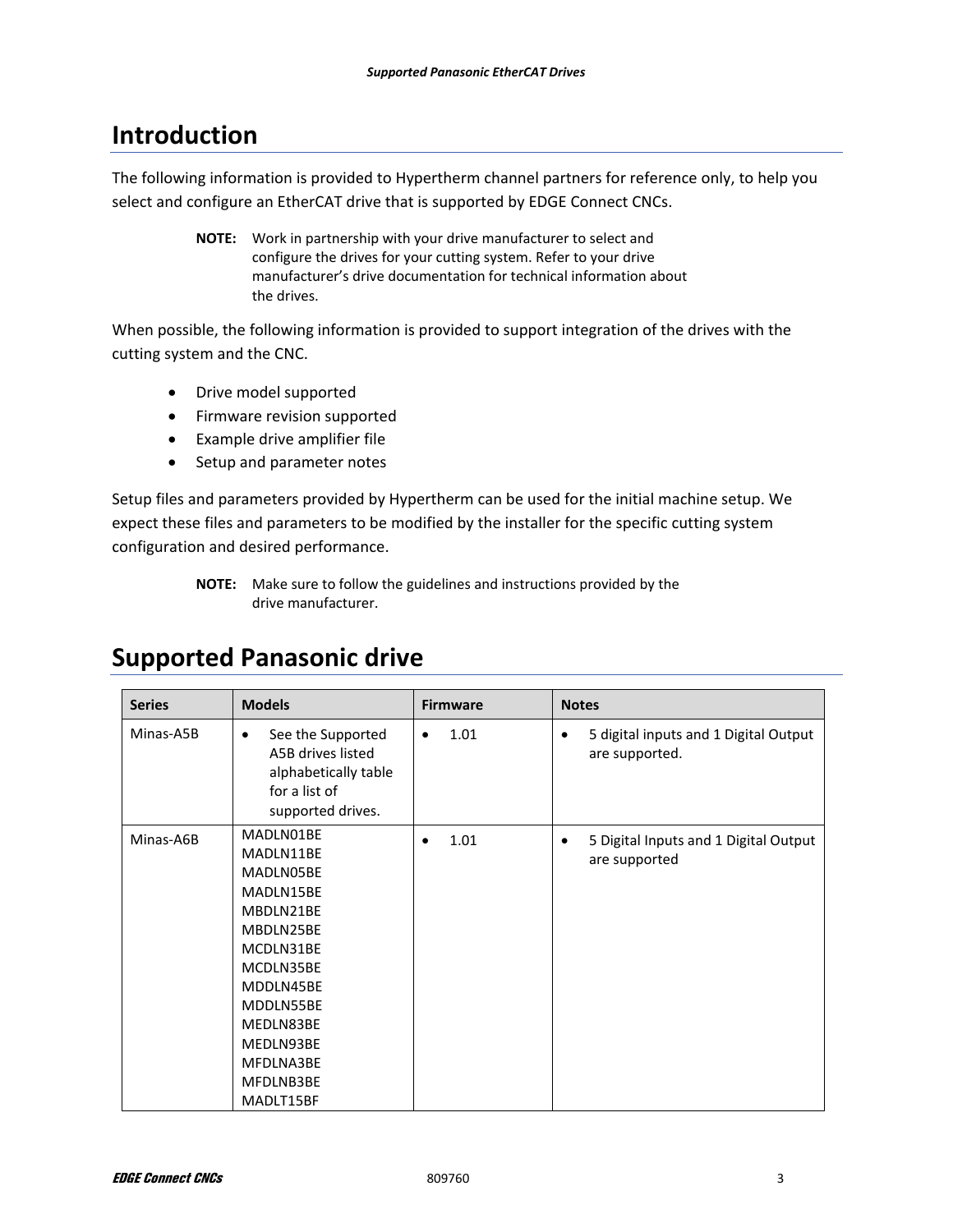# Introduction

The following information is provided to Hypertherm channel partners for reference only, to help you select and configure an EtherCAT drive that is supported by EDGE Connect CNCs.

> **NOTE:** Work in partnership with your drive manufacturer to select and configure the drives for your cutting system. Refer to your drive manufacturer's drive documentation for technical information about the drives.

When possible, the following information is provided to support integration of the drives with the cutting system and the CNC.

- Drive model supported
- Firmware revision supported
- Example drive amplifier file
- Setup and parameter notes

Setup files and parameters provided by Hypertherm can be used for the initial machine setup. We expect these files and parameters to be modified by the installer for the specific cutting system configuration and desired performance.

> **NOTE:** Make sure to follow the guidelines and instructions provided by the drive manufacturer.

# Supported Panasonic drive

| Series | Models | Firmware | Notes |
|---|---|---|---|
| Minas-A5B | • See the Supported A5B drives listed alphabetically table for a list of supported drives. | • 1.01 | • 5 digital inputs and 1 Digital Output are supported. |
| Minas-A6B | MADLN01BE<br>MADLN11BE<br>MADLN05BE<br>MADLN15BE<br>MBDLN21BE<br>MBDLN25BE<br>MCDLN31BE<br>MCDLN35BE<br>MDDLN45BE<br>MDDLN55BE<br>MEDLN83BE<br>MEDLN93BE<br>MFDLNA3BE<br>MFDLNB3BE<br>MADLT15BF | • 1.01 | • 5 Digital Inputs and 1 Digital Output are supported |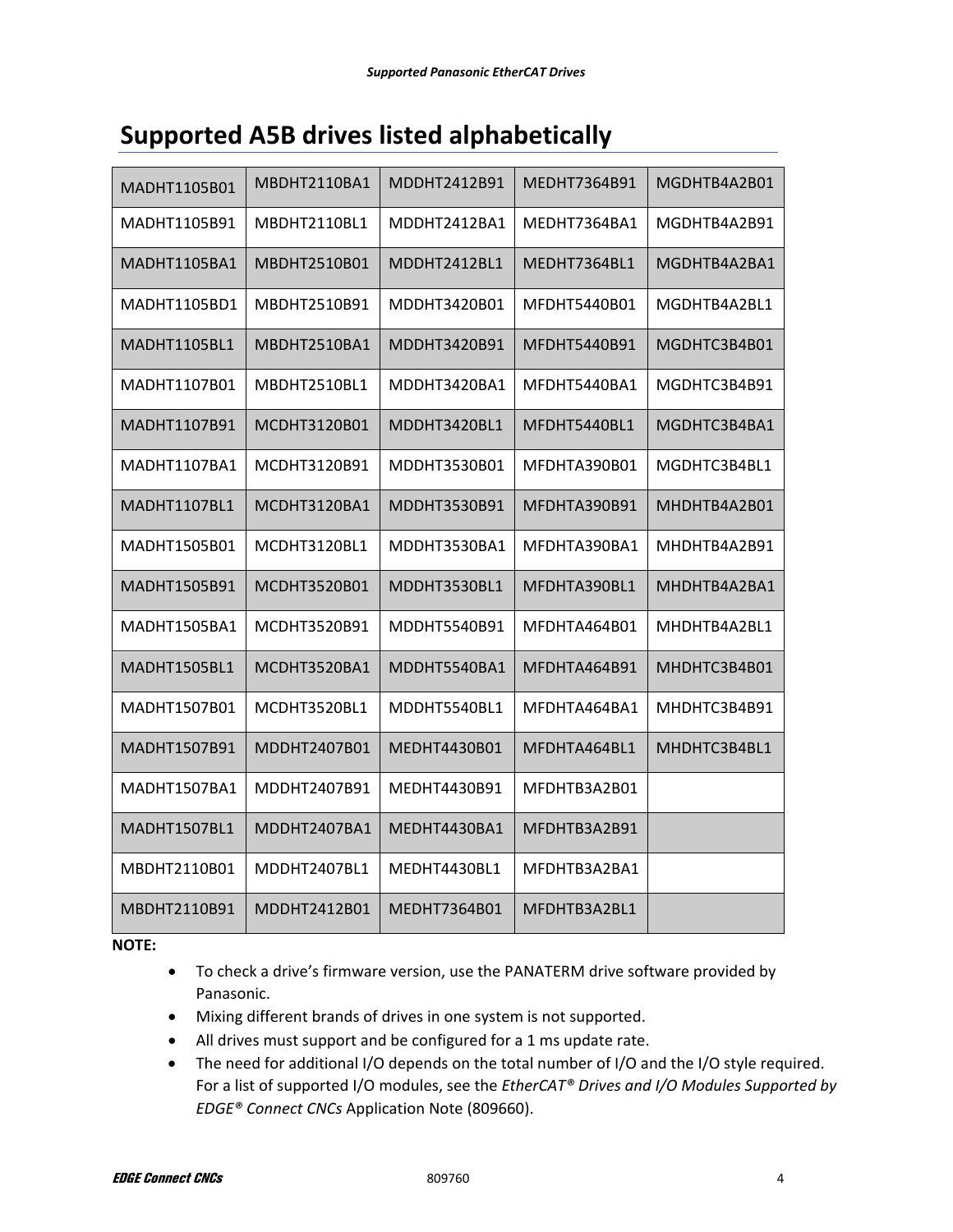## Supported A5B drives listed alphabetically

| | | | | |
|---|---|---|---|---|
| MADHT1105B01 | MBDHT2110BA1 | MDDHT2412B91 | MEDHT7364B91 | MGDHTB4A2B01 |
| MADHT1105B91 | MBDHT2110BL1 | MDDHT2412BA1 | MEDHT7364BA1 | MGDHTB4A2B91 |
| MADHT1105BA1 | MBDHT2510B01 | MDDHT2412BL1 | MEDHT7364BL1 | MGDHTB4A2BA1 |
| MADHT1105BD1 | MBDHT2510B91 | MDDHT3420B01 | MFDHT5440B01 | MGDHTB4A2BL1 |
| MADHT1105BL1 | MBDHT2510BA1 | MDDHT3420B91 | MFDHT5440B91 | MGDHTC3B4B01 |
| MADHT1107B01 | MBDHT2510BL1 | MDDHT3420BA1 | MFDHT5440BA1 | MGDHTC3B4B91 |
| MADHT1107B91 | MCDHT3120B01 | MDDHT3420BL1 | MFDHT5440BL1 | MGDHTC3B4BA1 |
| MADHT1107BA1 | MCDHT3120B91 | MDDHT3530B01 | MFDHTA390B01 | MGDHTC3B4BL1 |
| MADHT1107BL1 | MCDHT3120BA1 | MDDHT3530B91 | MFDHTA390B91 | MHDHTB4A2B01 |
| MADHT1505B01 | MCDHT3120BL1 | MDDHT3530BA1 | MFDHTA390BA1 | MHDHTB4A2B91 |
| MADHT1505B91 | MCDHT3520B01 | MDDHT3530BL1 | MFDHTA390BL1 | MHDHTB4A2BA1 |
| MADHT1505BA1 | MCDHT3520B91 | MDDHT5540B91 | MFDHTA464B01 | MHDHTB4A2BL1 |
| MADHT1505BL1 | MCDHT3520BA1 | MDDHT5540BA1 | MFDHTA464B91 | MHDHTC3B4B01 |
| MADHT1507B01 | MCDHT3520BL1 | MDDHT5540BL1 | MFDHTA464BA1 | MHDHTC3B4B91 |
| MADHT1507B91 | MDDHT2407B01 | MEDHT4430B01 | MFDHTA464BL1 | MHDHTC3B4BL1 |
| MADHT1507BA1 | MDDHT2407B91 | MEDHT4430B91 | MFDHTB3A2B01 | |
| MADHT1507BL1 | MDDHT2407BA1 | MEDHT4430BA1 | MFDHTB3A2B91 | |
| MBDHT2110B01 | MDDHT2407BL1 | MEDHT4430BL1 | MFDHTB3A2BA1 | |
| MBDHT2110B91 | MDDHT2412B01 | MEDHT7364B01 | MFDHTB3A2BL1 | |

**NOTE:**

- To check a drive's firmware version, use the PANATERM drive software provided by Panasonic.
- Mixing different brands of drives in one system is not supported.
- All drives must support and be configured for a 1 ms update rate.
- The need for additional I/O depends on the total number of I/O and the I/O style required. For a list of supported I/O modules, see the *EtherCAT® Drives and I/O Modules Supported by EDGE® Connect CNCs* Application Note (809660).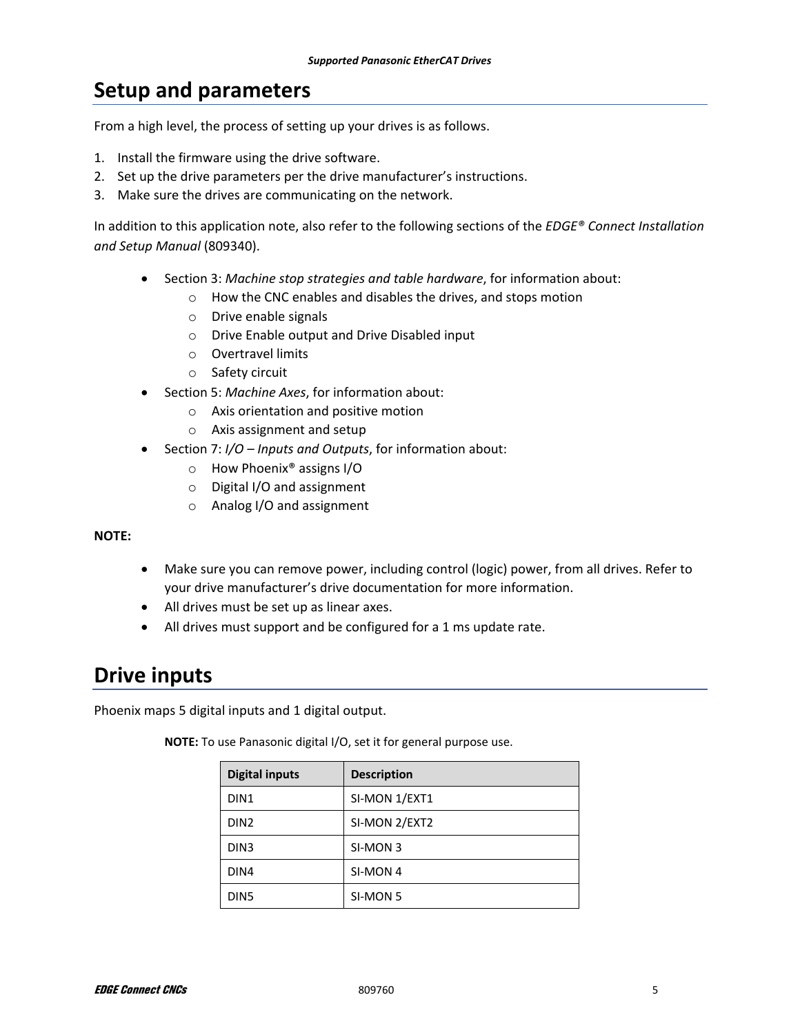# Setup and parameters

From a high level, the process of setting up your drives is as follows.

1. Install the firmware using the drive software.
2. Set up the drive parameters per the drive manufacturer's instructions.
3. Make sure the drives are communicating on the network.

In addition to this application note, also refer to the following sections of the *EDGE® Connect Installation and Setup Manual* (809340).

- Section 3: *Machine stop strategies and table hardware*, for information about:
  - How the CNC enables and disables the drives, and stops motion
  - Drive enable signals
  - Drive Enable output and Drive Disabled input
  - Overtravel limits
  - Safety circuit
- Section 5: *Machine Axes*, for information about:
  - Axis orientation and positive motion
  - Axis assignment and setup
- Section 7: *I/O – Inputs and Outputs*, for information about:
  - How Phoenix® assigns I/O
  - Digital I/O and assignment
  - Analog I/O and assignment

**NOTE:**

- Make sure you can remove power, including control (logic) power, from all drives. Refer to your drive manufacturer's drive documentation for more information.
- All drives must be set up as linear axes.
- All drives must support and be configured for a 1 ms update rate.

# Drive inputs

Phoenix maps 5 digital inputs and 1 digital output.

**NOTE:** To use Panasonic digital I/O, set it for general purpose use.

| Digital inputs | Description |
| --- | --- |
| DIN1 | SI-MON 1/EXT1 |
| DIN2 | SI-MON 2/EXT2 |
| DIN3 | SI-MON 3 |
| DIN4 | SI-MON 4 |
| DIN5 | SI-MON 5 |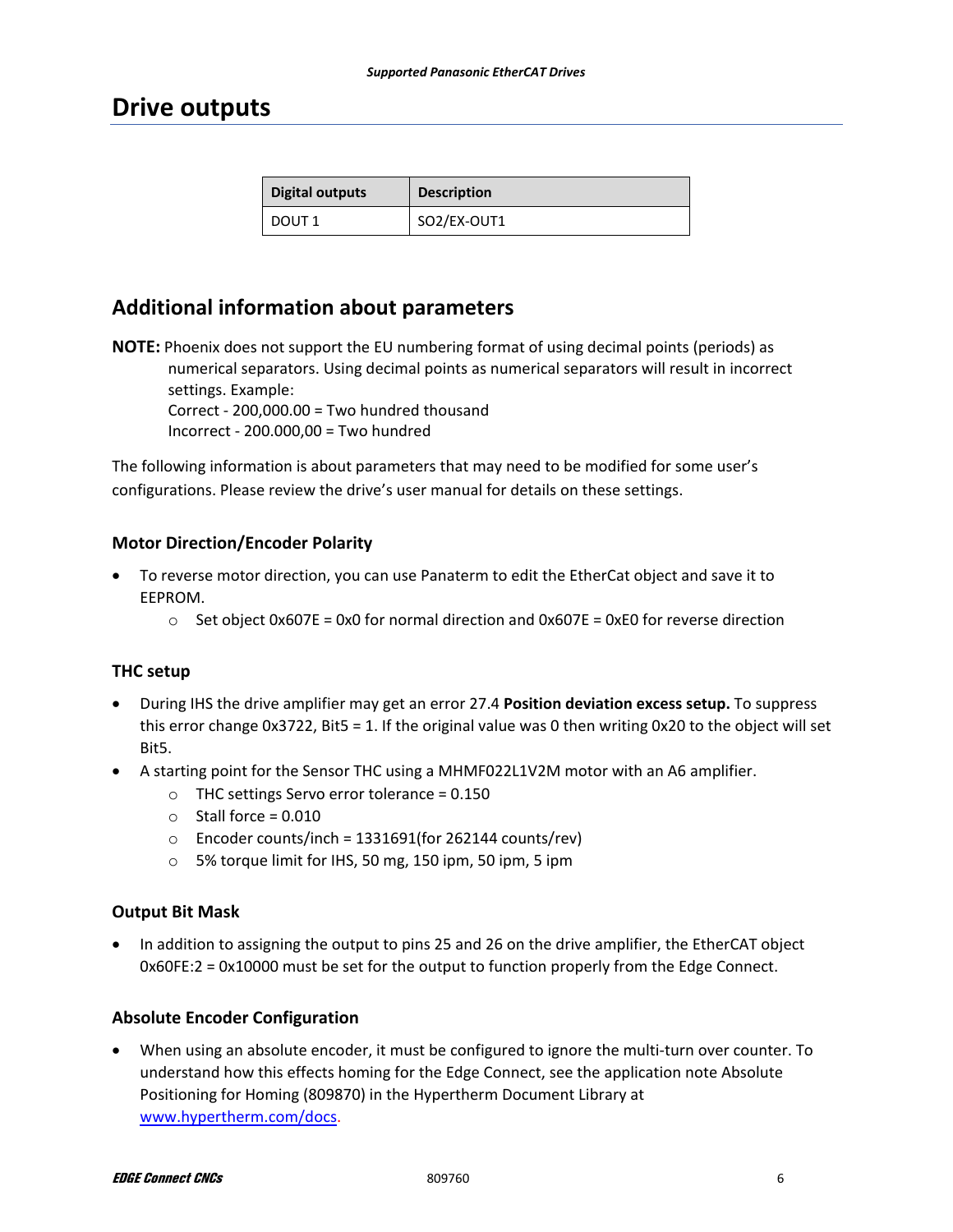# Drive outputs

| Digital outputs | Description |
|---|---|
| DOUT 1 | SO2/EX-OUT1 |

## Additional information about parameters

**NOTE:** Phoenix does not support the EU numbering format of using decimal points (periods) as numerical separators. Using decimal points as numerical separators will result in incorrect settings. Example:
Correct - 200,000.00 = Two hundred thousand
Incorrect - 200.000,00 = Two hundred

The following information is about parameters that may need to be modified for some user's configurations. Please review the drive's user manual for details on these settings.

### Motor Direction/Encoder Polarity

- To reverse motor direction, you can use Panaterm to edit the EtherCat object and save it to EEPROM.
  - Set object 0x607E = 0x0 for normal direction and 0x607E = 0xE0 for reverse direction

### THC setup

- During IHS the drive amplifier may get an error 27.4 **Position deviation excess setup.** To suppress this error change 0x3722, Bit5 = 1. If the original value was 0 then writing 0x20 to the object will set Bit5.
- A starting point for the Sensor THC using a MHMF022L1V2M motor with an A6 amplifier.
  - THC settings Servo error tolerance = 0.150
  - Stall force = 0.010
  - Encoder counts/inch = 1331691(for 262144 counts/rev)
  - 5% torque limit for IHS, 50 mg, 150 ipm, 50 ipm, 5 ipm

### Output Bit Mask

- In addition to assigning the output to pins 25 and 26 on the drive amplifier, the EtherCAT object 0x60FE:2 = 0x10000 must be set for the output to function properly from the Edge Connect.

### Absolute Encoder Configuration

- When using an absolute encoder, it must be configured to ignore the multi-turn over counter. To understand how this effects homing for the Edge Connect, see the application note Absolute Positioning for Homing (809870) in the Hypertherm Document Library at www.hypertherm.com/docs.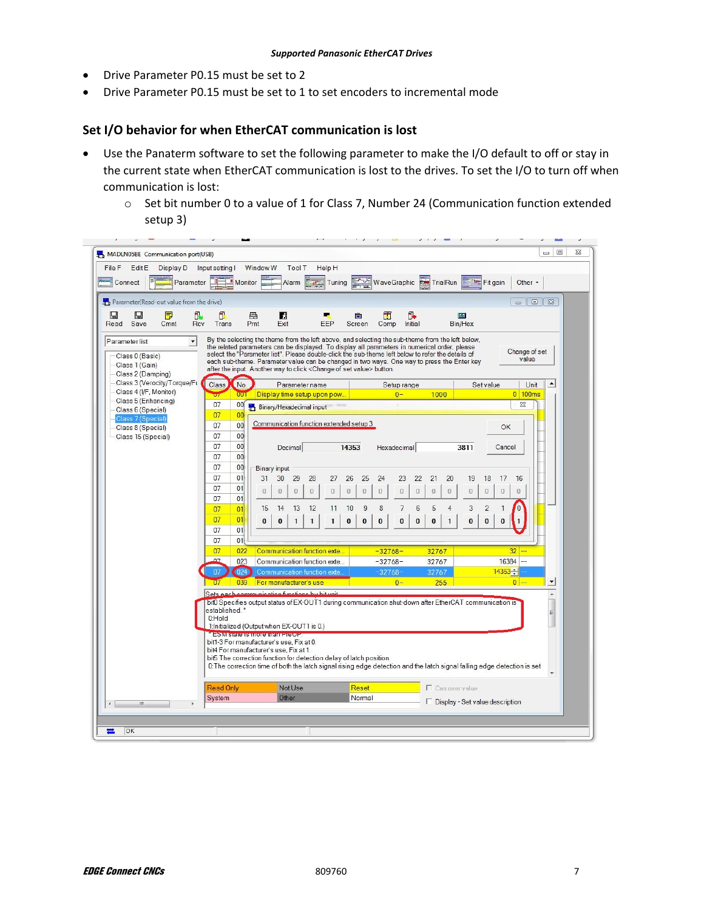- Drive Parameter P0.15 must be set to 2
- Drive Parameter P0.15 must be set to 1 to set encoders to incremental mode

## Set I/O behavior for when EtherCAT communication is lost

- Use the Panaterm software to set the following parameter to make the I/O default to off or stay in the current state when EtherCAT communication is lost to the drives. To set the I/O to turn off when communication is lost:
  - Set bit number 0 to a value of 1 for Class 7, Number 24 (Communication function extended setup 3)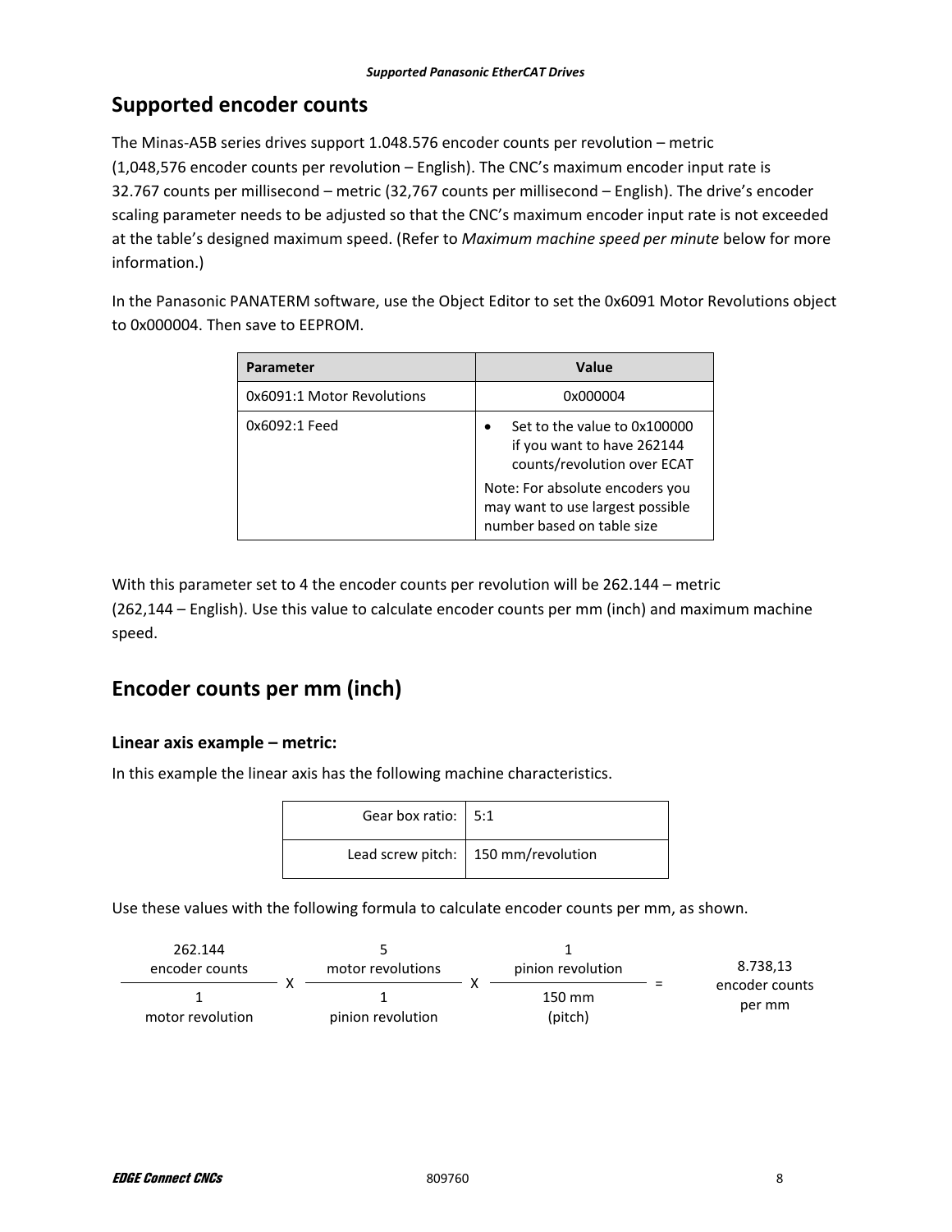## Supported encoder counts

The Minas-A5B series drives support 1.048.576 encoder counts per revolution – metric (1,048,576 encoder counts per revolution – English). The CNC's maximum encoder input rate is 32.767 counts per millisecond – metric (32,767 counts per millisecond – English). The drive's encoder scaling parameter needs to be adjusted so that the CNC's maximum encoder input rate is not exceeded at the table's designed maximum speed. (Refer to *Maximum machine speed per minute* below for more information.)

In the Panasonic PANATERM software, use the Object Editor to set the 0x6091 Motor Revolutions object to 0x000004. Then save to EEPROM.

| Parameter | Value |
|---|---|
| 0x6091:1 Motor Revolutions | 0x000004 |
| 0x6092:1 Feed | • Set to the value to 0x100000 if you want to have 262144 counts/revolution over ECAT<br>Note: For absolute encoders you may want to use largest possible number based on table size |

With this parameter set to 4 the encoder counts per revolution will be 262.144 – metric (262,144 – English). Use this value to calculate encoder counts per mm (inch) and maximum machine speed.

## Encoder counts per mm (inch)

### Linear axis example – metric:

In this example the linear axis has the following machine characteristics.

| | |
|---|---|
| Gear box ratio: | 5:1 |
| Lead screw pitch: | 150 mm/revolution |

Use these values with the following formula to calculate encoder counts per mm, as shown.

$$\frac{262.144 \text{ encoder counts}}{1 \text{ motor revolution}} \times \frac{5 \text{ motor revolutions}}{1 \text{ pinion revolution}} \times \frac{1 \text{ pinion revolution}}{150 \text{ mm (pitch)}} = 8.738,13 \text{ encoder counts per mm}$$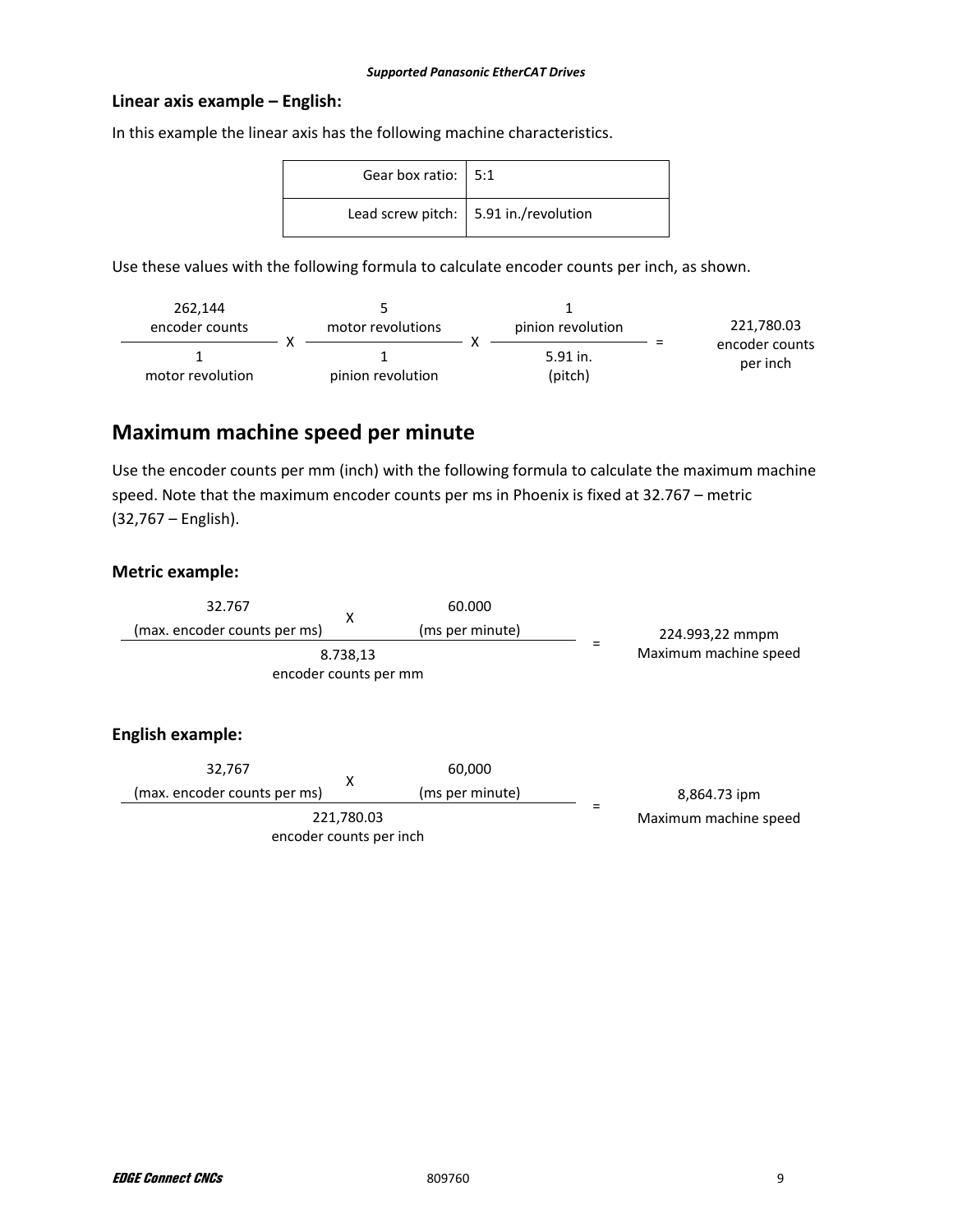### Linear axis example – English:

In this example the linear axis has the following machine characteristics.

| | |
|---|---|
| Gear box ratio: | 5:1 |
| Lead screw pitch: | 5.91 in./revolution |

Use these values with the following formula to calculate encoder counts per inch, as shown.

$$\frac{262{,}144 \text{ encoder counts}}{1 \text{ motor revolution}} \times \frac{5 \text{ motor revolutions}}{1 \text{ pinion revolution}} \times \frac{1 \text{ pinion revolution}}{5.91 \text{ in. (pitch)}} = 221{,}780.03 \text{ encoder counts per inch}$$

## Maximum machine speed per minute

Use the encoder counts per mm (inch) with the following formula to calculate the maximum machine speed. Note that the maximum encoder counts per ms in Phoenix is fixed at 32.767 – metric (32,767 – English).

### Metric example:

$$\frac{32.767 \text{ (max. encoder counts per ms)} \times 60.000 \text{ (ms per minute)}}{8.738{,}13 \text{ encoder counts per mm}} = 224.993{,}22 \text{ mmpm Maximum machine speed}$$

### English example:

$$\frac{32{,}767 \text{ (max. encoder counts per ms)} \times 60{,}000 \text{ (ms per minute)}}{221{,}780.03 \text{ encoder counts per inch}} = 8{,}864.73 \text{ ipm Maximum machine speed}$$